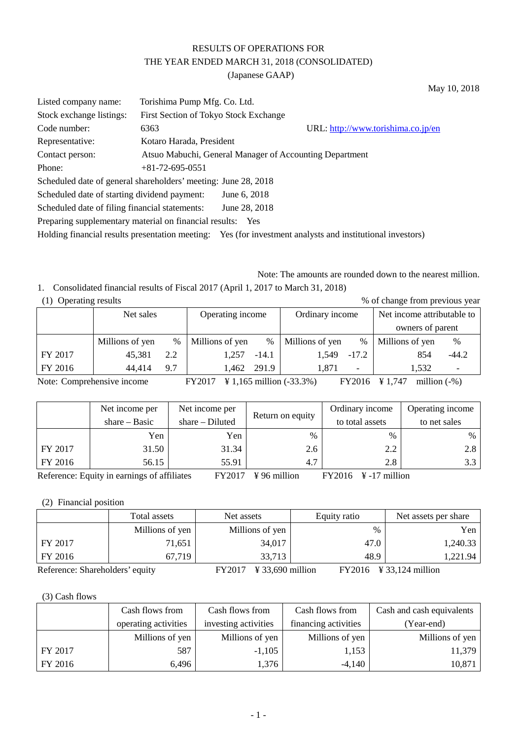# RESULTS OF OPERATIONS FOR THE YEAR ENDED MARCH 31, 2018 (CONSOLIDATED)

(Japanese GAAP)

May 10, 2018

Listed company name: Torishima Pump Mfg. Co. Ltd.
Stock exchange listings: First Section of Tokyo Stock Exchange
Code number: 6363 URL: http://www.torishima.co.jp/en
Representative: Kotaro Harada, President
Contact person: Atsuo Mabuchi, General Manager of Accounting Department
Phone: +81-72-695-0551
Scheduled date of general shareholders' meeting: June 28, 2018
Scheduled date of starting dividend payment: June 6, 2018
Scheduled date of filing financial statements: June 28, 2018
Preparing supplementary material on financial results: Yes
Holding financial results presentation meeting: Yes (for investment analysts and institutional investors)

Note: The amounts are rounded down to the nearest million.

1. Consolidated financial results of Fiscal 2017 (April 1, 2017 to March 31, 2018)

(1) Operating results

% of change from previous year

| | Net sales | | Operating income | | Ordinary income | | Net income attributable to owners of parent | |
|---|---|---|---|---|---|---|---|---|
| | Millions of yen | % | Millions of yen | % | Millions of yen | % | Millions of yen | % |
| FY 2017 | 45,381 | 2.2 | 1,257 | -14.1 | 1,549 | -17.2 | 854 | -44.2 |
| FY 2016 | 44,414 | 9.7 | 1,462 | 291.9 | 1,871 | - | 1,532 | - |

Note: Comprehensive income FY2017 ¥ 1,165 million (-33.3%) FY2016 ¥ 1,747 million (-%)

| | Net income per share – Basic | Net income per share – Diluted | Return on equity | Ordinary income to total assets | Operating income to net sales |
|---|---|---|---|---|---|
| | Yen | Yen | % | % | % |
| FY 2017 | 31.50 | 31.34 | 2.6 | 2.2 | 2.8 |
| FY 2016 | 56.15 | 55.91 | 4.7 | 2.8 | 3.3 |

Reference: Equity in earnings of affiliates FY2017 ¥ 96 million FY2016 ¥ -17 million

(2) Financial position

| | Total assets | Net assets | Equity ratio | Net assets per share |
|---|---|---|---|---|
| | Millions of yen | Millions of yen | % | Yen |
| FY 2017 | 71,651 | 34,017 | 47.0 | 1,240.33 |
| FY 2016 | 67,719 | 33,713 | 48.9 | 1,221.94 |

Reference: Shareholders' equity FY2017 ¥ 33,690 million FY2016 ¥ 33,124 million

(3) Cash flows

| | Cash flows from operating activities | Cash flows from investing activities | Cash flows from financing activities | Cash and cash equivalents (Year-end) |
|---|---|---|---|---|
| | Millions of yen | Millions of yen | Millions of yen | Millions of yen |
| FY 2017 | 587 | -1,105 | 1,153 | 11,379 |
| FY 2016 | 6,496 | 1,376 | -4,140 | 10,871 |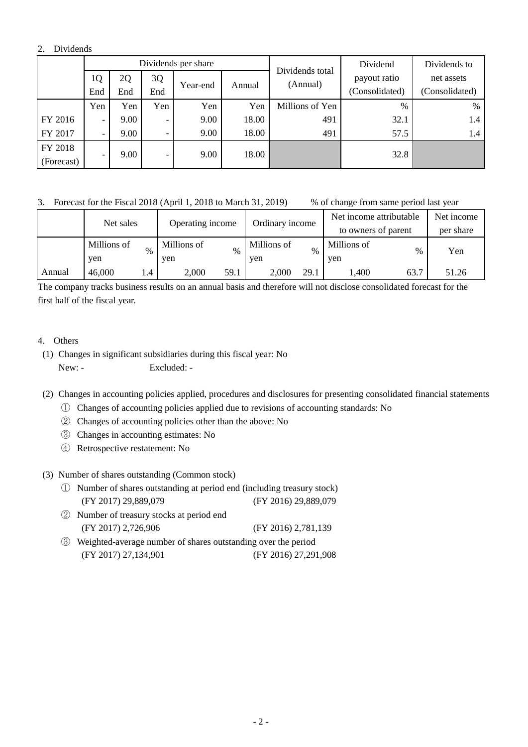## 2. Dividends

| | Dividends per share | | | | | Dividends total (Annual) | Dividend payout ratio (Consolidated) | Dividends to net assets (Consolidated) |
|---|---|---|---|---|---|---|---|---|
| | 1Q End | 2Q End | 3Q End | Year-end | Annual | | | |
| | Yen | Yen | Yen | Yen | Yen | Millions of Yen | % | % |
| FY 2016 | - | 9.00 | - | 9.00 | 18.00 | 491 | 32.1 | 1.4 |
| FY 2017 | - | 9.00 | - | 9.00 | 18.00 | 491 | 57.5 | 1.4 |
| FY 2018 (Forecast) | - | 9.00 | - | 9.00 | 18.00 | | 32.8 | |

## 3. Forecast for the Fiscal 2018 (April 1, 2018 to March 31, 2019)

% of change from same period last year

| | Net sales | | Operating income | | Ordinary income | | Net income attributable to owners of parent | | Net income per share |
|---|---|---|---|---|---|---|---|---|---|
| | Millions of yen | % | Millions of yen | % | Millions of yen | % | Millions of yen | % | Yen |
| Annual | 46,000 | 1.4 | 2,000 | 59.1 | 2,000 | 29.1 | 1,400 | 63.7 | 51.26 |

The company tracks business results on an annual basis and therefore will not disclose consolidated forecast for the first half of the fiscal year.

## 4. Others

(1) Changes in significant subsidiaries during this fiscal year: No
New: - Excluded: -

(2) Changes in accounting policies applied, procedures and disclosures for presenting consolidated financial statements

① Changes of accounting policies applied due to revisions of accounting standards: No
② Changes of accounting policies other than the above: No
③ Changes in accounting estimates: No
④ Retrospective restatement: No

(3) Number of shares outstanding (Common stock)

① Number of shares outstanding at period end (including treasury stock)
(FY 2017) 29,889,079 (FY 2016) 29,889,079
② Number of treasury stocks at period end
(FY 2017) 2,726,906 (FY 2016) 2,781,139
③ Weighted-average number of shares outstanding over the period
(FY 2017) 27,134,901 (FY 2016) 27,291,908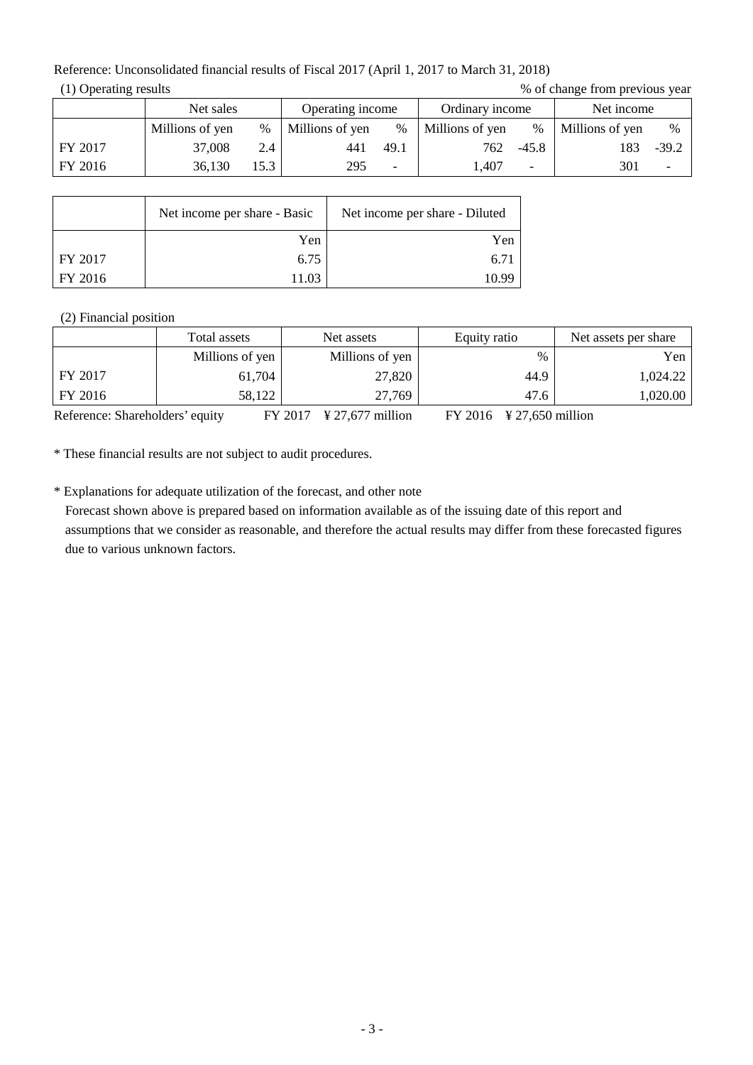Reference: Unconsolidated financial results of Fiscal 2017 (April 1, 2017 to March 31, 2018)

(1) Operating results

% of change from previous year

| | Net sales | | Operating income | | Ordinary income | | Net income | |
|---|---|---|---|---|---|---|---|---|
| | Millions of yen | % | Millions of yen | % | Millions of yen | % | Millions of yen | % |
| FY 2017 | 37,008 | 2.4 | 441 | 49.1 | 762 | -45.8 | 183 | -39.2 |
| FY 2016 | 36,130 | 15.3 | 295 | - | 1,407 | - | 301 | - |

| | Net income per share - Basic | Net income per share - Diluted |
|---|---|---|
| | Yen | Yen |
| FY 2017 | 6.75 | 6.71 |
| FY 2016 | 11.03 | 10.99 |

(2) Financial position

| | Total assets | Net assets | Equity ratio | Net assets per share |
|---|---|---|---|---|
| | Millions of yen | Millions of yen | % | Yen |
| FY 2017 | 61,704 | 27,820 | 44.9 | 1,024.22 |
| FY 2016 | 58,122 | 27,769 | 47.6 | 1,020.00 |

Reference: Shareholders' equity FY 2017 ¥ 27,677 million FY 2016 ¥ 27,650 million

* These financial results are not subject to audit procedures.

* Explanations for adequate utilization of the forecast, and other note

Forecast shown above is prepared based on information available as of the issuing date of this report and assumptions that we consider as reasonable, and therefore the actual results may differ from these forecasted figures due to various unknown factors.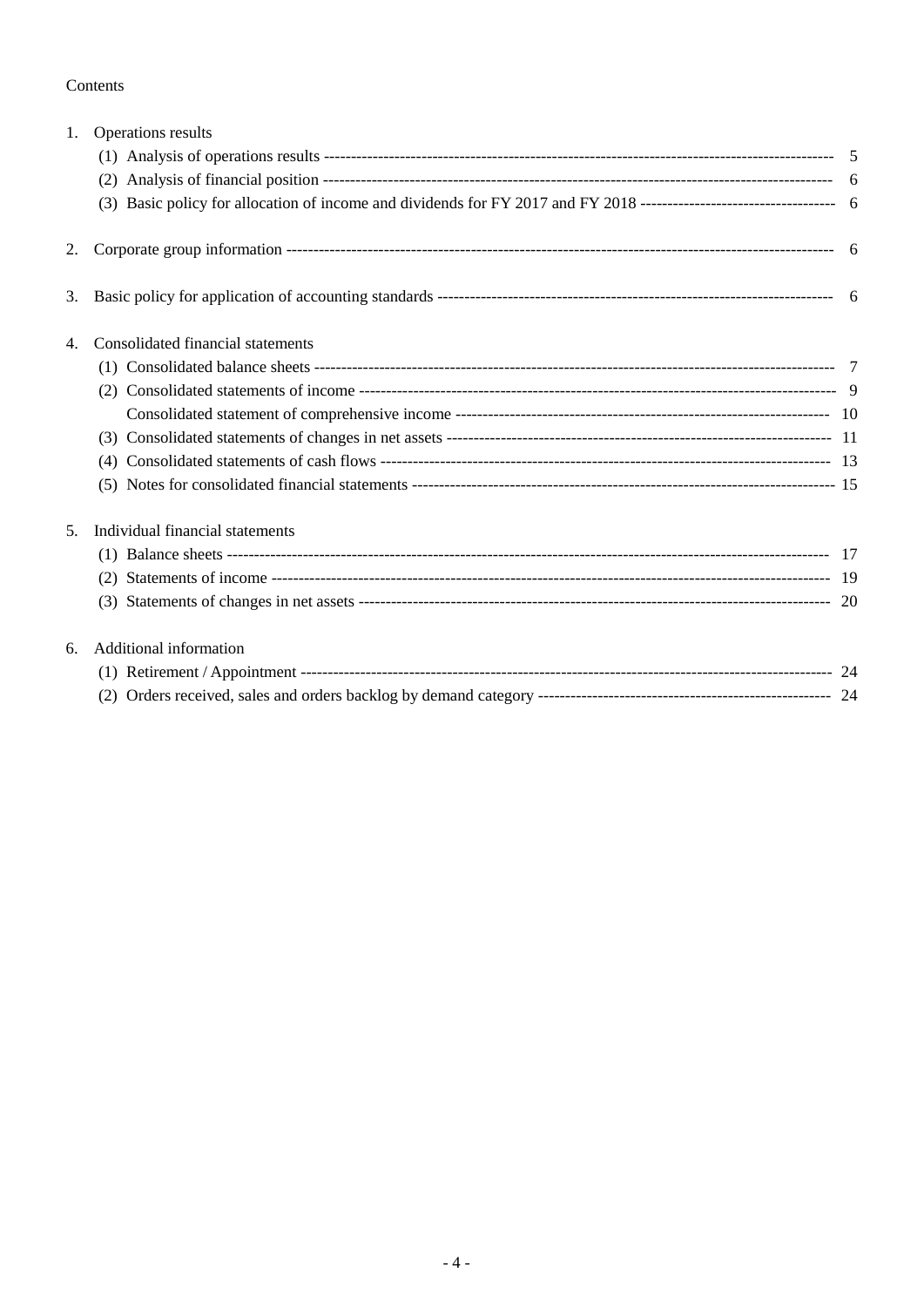Contents

1. Operations results
   - (1) Analysis of operations results ---------- 5
   - (2) Analysis of financial position ---------- 6
   - (3) Basic policy for allocation of income and dividends for FY 2017 and FY 2018 ---------- 6

2. Corporate group information ---------- 6

3. Basic policy for application of accounting standards ---------- 6

4. Consolidated financial statements
   - (1) Consolidated balance sheets ---------- 7
   - (2) Consolidated statements of income ---------- 9
     - Consolidated statement of comprehensive income ---------- 10
   - (3) Consolidated statements of changes in net assets ---------- 11
   - (4) Consolidated statements of cash flows ---------- 13
   - (5) Notes for consolidated financial statements ---------- 15

5. Individual financial statements
   - (1) Balance sheets ---------- 17
   - (2) Statements of income ---------- 19
   - (3) Statements of changes in net assets ---------- 20

6. Additional information
   - (1) Retirement / Appointment ---------- 24
   - (2) Orders received, sales and orders backlog by demand category ---------- 24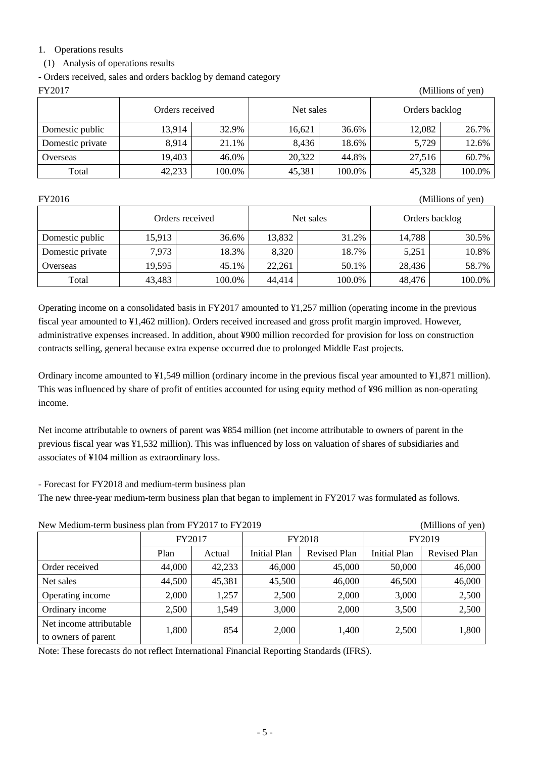1. Operations results

(1) Analysis of operations results

- Orders received, sales and orders backlog by demand category

FY2017 (Millions of yen)

| | Orders received | | Net sales | | Orders backlog | |
|---|---|---|---|---|---|---|
| Domestic public | 13,914 | 32.9% | 16,621 | 36.6% | 12,082 | 26.7% |
| Domestic private | 8,914 | 21.1% | 8,436 | 18.6% | 5,729 | 12.6% |
| Overseas | 19,403 | 46.0% | 20,322 | 44.8% | 27,516 | 60.7% |
| Total | 42,233 | 100.0% | 45,381 | 100.0% | 45,328 | 100.0% |

FY2016 (Millions of yen)

| | Orders received | | Net sales | | Orders backlog | |
|---|---|---|---|---|---|---|
| Domestic public | 15,913 | 36.6% | 13,832 | 31.2% | 14,788 | 30.5% |
| Domestic private | 7,973 | 18.3% | 8,320 | 18.7% | 5,251 | 10.8% |
| Overseas | 19,595 | 45.1% | 22,261 | 50.1% | 28,436 | 58.7% |
| Total | 43,483 | 100.0% | 44,414 | 100.0% | 48,476 | 100.0% |

Operating income on a consolidated basis in FY2017 amounted to ¥1,257 million (operating income in the previous fiscal year amounted to ¥1,462 million). Orders received increased and gross profit margin improved. However, administrative expenses increased. In addition, about ¥900 million recorded for provision for loss on construction contracts selling, general because extra expense occurred due to prolonged Middle East projects.

Ordinary income amounted to ¥1,549 million (ordinary income in the previous fiscal year amounted to ¥1,871 million). This was influenced by share of profit of entities accounted for using equity method of ¥96 million as non-operating income.

Net income attributable to owners of parent was ¥854 million (net income attributable to owners of parent in the previous fiscal year was ¥1,532 million). This was influenced by loss on valuation of shares of subsidiaries and associates of ¥104 million as extraordinary loss.

- Forecast for FY2018 and medium-term business plan

The new three-year medium-term business plan that began to implement in FY2017 was formulated as follows.

New Medium-term business plan from FY2017 to FY2019 (Millions of yen)

| | FY2017 | | FY2018 | | FY2019 | |
|---|---|---|---|---|---|---|
| | Plan | Actual | Initial Plan | Revised Plan | Initial Plan | Revised Plan |
| Order received | 44,000 | 42,233 | 46,000 | 45,000 | 50,000 | 46,000 |
| Net sales | 44,500 | 45,381 | 45,500 | 46,000 | 46,500 | 46,000 |
| Operating income | 2,000 | 1,257 | 2,500 | 2,000 | 3,000 | 2,500 |
| Ordinary income | 2,500 | 1,549 | 3,000 | 2,000 | 3,500 | 2,500 |
| Net income attributable to owners of parent | 1,800 | 854 | 2,000 | 1,400 | 2,500 | 1,800 |

Note: These forecasts do not reflect International Financial Reporting Standards (IFRS).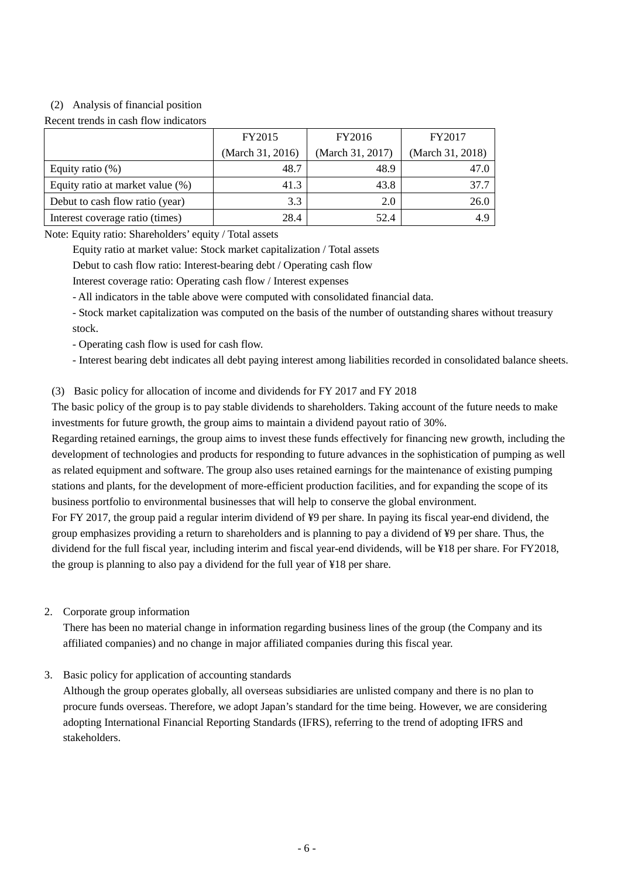(2) Analysis of financial position

Recent trends in cash flow indicators

| | FY2015 (March 31, 2016) | FY2016 (March 31, 2017) | FY2017 (March 31, 2018) |
|---|---|---|---|
| Equity ratio (%) | 48.7 | 48.9 | 47.0 |
| Equity ratio at market value (%) | 41.3 | 43.8 | 37.7 |
| Debut to cash flow ratio (year) | 3.3 | 2.0 | 26.0 |
| Interest coverage ratio (times) | 28.4 | 52.4 | 4.9 |

Note: Equity ratio: Shareholders' equity / Total assets

Equity ratio at market value: Stock market capitalization / Total assets

Debut to cash flow ratio: Interest-bearing debt / Operating cash flow

Interest coverage ratio: Operating cash flow / Interest expenses

- All indicators in the table above were computed with consolidated financial data.
- Stock market capitalization was computed on the basis of the number of outstanding shares without treasury stock.
- Operating cash flow is used for cash flow.
- Interest bearing debt indicates all debt paying interest among liabilities recorded in consolidated balance sheets.

(3) Basic policy for allocation of income and dividends for FY 2017 and FY 2018

The basic policy of the group is to pay stable dividends to shareholders. Taking account of the future needs to make investments for future growth, the group aims to maintain a dividend payout ratio of 30%.

Regarding retained earnings, the group aims to invest these funds effectively for financing new growth, including the development of technologies and products for responding to future advances in the sophistication of pumping as well as related equipment and software. The group also uses retained earnings for the maintenance of existing pumping stations and plants, for the development of more-efficient production facilities, and for expanding the scope of its business portfolio to environmental businesses that will help to conserve the global environment.

For FY 2017, the group paid a regular interim dividend of ¥9 per share. In paying its fiscal year-end dividend, the group emphasizes providing a return to shareholders and is planning to pay a dividend of ¥9 per share. Thus, the dividend for the full fiscal year, including interim and fiscal year-end dividends, will be ¥18 per share. For FY2018, the group is planning to also pay a dividend for the full year of ¥18 per share.

2. Corporate group information

There has been no material change in information regarding business lines of the group (the Company and its affiliated companies) and no change in major affiliated companies during this fiscal year.

3. Basic policy for application of accounting standards

Although the group operates globally, all overseas subsidiaries are unlisted company and there is no plan to procure funds overseas. Therefore, we adopt Japan's standard for the time being. However, we are considering adopting International Financial Reporting Standards (IFRS), referring to the trend of adopting IFRS and stakeholders.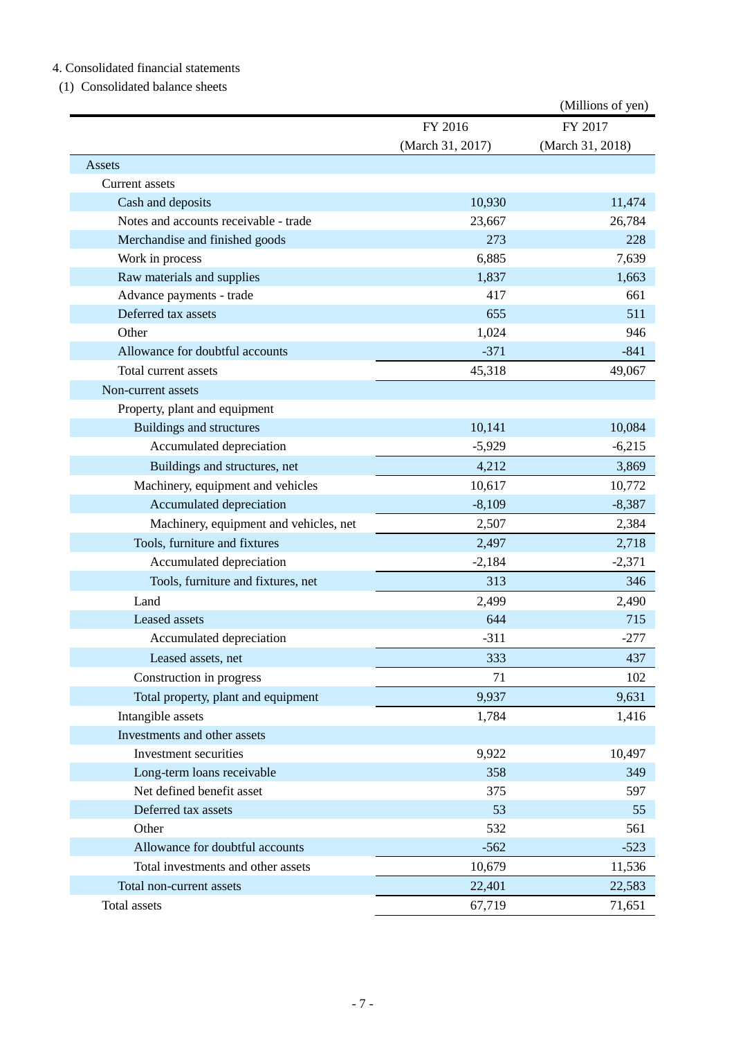4. Consolidated financial statements

(1) Consolidated balance sheets

(Millions of yen)

| | FY 2016 (March 31, 2017) | FY 2017 (March 31, 2018) |
|---|---|---|
| Assets | | |
| Current assets | | |
| Cash and deposits | 10,930 | 11,474 |
| Notes and accounts receivable - trade | 23,667 | 26,784 |
| Merchandise and finished goods | 273 | 228 |
| Work in process | 6,885 | 7,639 |
| Raw materials and supplies | 1,837 | 1,663 |
| Advance payments - trade | 417 | 661 |
| Deferred tax assets | 655 | 511 |
| Other | 1,024 | 946 |
| Allowance for doubtful accounts | -371 | -841 |
| Total current assets | 45,318 | 49,067 |
| Non-current assets | | |
| Property, plant and equipment | | |
| Buildings and structures | 10,141 | 10,084 |
| Accumulated depreciation | -5,929 | -6,215 |
| Buildings and structures, net | 4,212 | 3,869 |
| Machinery, equipment and vehicles | 10,617 | 10,772 |
| Accumulated depreciation | -8,109 | -8,387 |
| Machinery, equipment and vehicles, net | 2,507 | 2,384 |
| Tools, furniture and fixtures | 2,497 | 2,718 |
| Accumulated depreciation | -2,184 | -2,371 |
| Tools, furniture and fixtures, net | 313 | 346 |
| Land | 2,499 | 2,490 |
| Leased assets | 644 | 715 |
| Accumulated depreciation | -311 | -277 |
| Leased assets, net | 333 | 437 |
| Construction in progress | 71 | 102 |
| Total property, plant and equipment | 9,937 | 9,631 |
| Intangible assets | 1,784 | 1,416 |
| Investments and other assets | | |
| Investment securities | 9,922 | 10,497 |
| Long-term loans receivable | 358 | 349 |
| Net defined benefit asset | 375 | 597 |
| Deferred tax assets | 53 | 55 |
| Other | 532 | 561 |
| Allowance for doubtful accounts | -562 | -523 |
| Total investments and other assets | 10,679 | 11,536 |
| Total non-current assets | 22,401 | 22,583 |
| Total assets | 67,719 | 71,651 |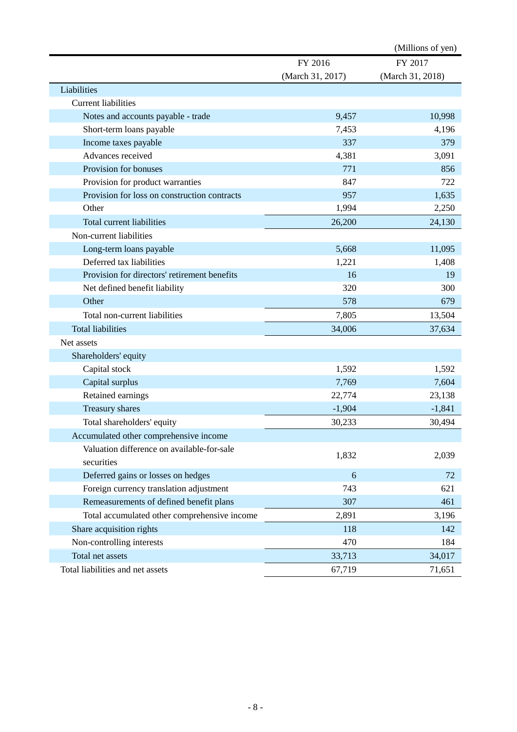(Millions of yen)

| | FY 2016 (March 31, 2017) | FY 2017 (March 31, 2018) |
|---|---|---|
| Liabilities | | |
| Current liabilities | | |
| Notes and accounts payable - trade | 9,457 | 10,998 |
| Short-term loans payable | 7,453 | 4,196 |
| Income taxes payable | 337 | 379 |
| Advances received | 4,381 | 3,091 |
| Provision for bonuses | 771 | 856 |
| Provision for product warranties | 847 | 722 |
| Provision for loss on construction contracts | 957 | 1,635 |
| Other | 1,994 | 2,250 |
| Total current liabilities | 26,200 | 24,130 |
| Non-current liabilities | | |
| Long-term loans payable | 5,668 | 11,095 |
| Deferred tax liabilities | 1,221 | 1,408 |
| Provision for directors' retirement benefits | 16 | 19 |
| Net defined benefit liability | 320 | 300 |
| Other | 578 | 679 |
| Total non-current liabilities | 7,805 | 13,504 |
| Total liabilities | 34,006 | 37,634 |
| Net assets | | |
| Shareholders' equity | | |
| Capital stock | 1,592 | 1,592 |
| Capital surplus | 7,769 | 7,604 |
| Retained earnings | 22,774 | 23,138 |
| Treasury shares | -1,904 | -1,841 |
| Total shareholders' equity | 30,233 | 30,494 |
| Accumulated other comprehensive income | | |
| Valuation difference on available-for-sale securities | 1,832 | 2,039 |
| Deferred gains or losses on hedges | 6 | 72 |
| Foreign currency translation adjustment | 743 | 621 |
| Remeasurements of defined benefit plans | 307 | 461 |
| Total accumulated other comprehensive income | 2,891 | 3,196 |
| Share acquisition rights | 118 | 142 |
| Non-controlling interests | 470 | 184 |
| Total net assets | 33,713 | 34,017 |
| Total liabilities and net assets | 67,719 | 71,651 |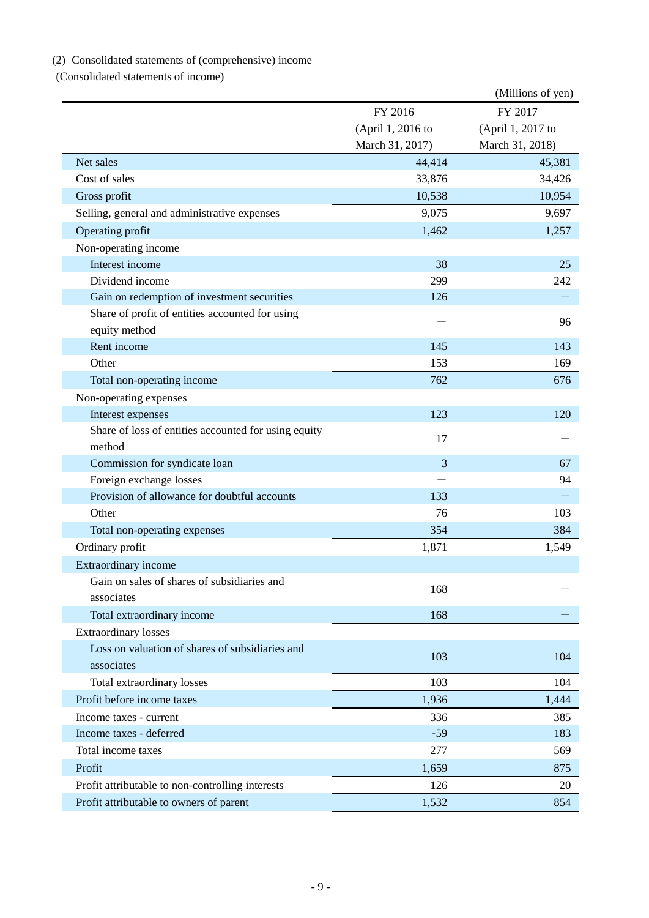(2) Consolidated statements of (comprehensive) income

(Consolidated statements of income)

(Millions of yen)

| | FY 2016 (April 1, 2016 to March 31, 2017) | FY 2017 (April 1, 2017 to March 31, 2018) |
|---|---|---|
| Net sales | 44,414 | 45,381 |
| Cost of sales | 33,876 | 34,426 |
| Gross profit | 10,538 | 10,954 |
| Selling, general and administrative expenses | 9,075 | 9,697 |
| Operating profit | 1,462 | 1,257 |
| Non-operating income | | |
| Interest income | 38 | 25 |
| Dividend income | 299 | 242 |
| Gain on redemption of investment securities | 126 | ― |
| Share of profit of entities accounted for using equity method | ― | 96 |
| Rent income | 145 | 143 |
| Other | 153 | 169 |
| Total non-operating income | 762 | 676 |
| Non-operating expenses | | |
| Interest expenses | 123 | 120 |
| Share of loss of entities accounted for using equity method | 17 | ― |
| Commission for syndicate loan | 3 | 67 |
| Foreign exchange losses | ― | 94 |
| Provision of allowance for doubtful accounts | 133 | ― |
| Other | 76 | 103 |
| Total non-operating expenses | 354 | 384 |
| Ordinary profit | 1,871 | 1,549 |
| Extraordinary income | | |
| Gain on sales of shares of subsidiaries and associates | 168 | ― |
| Total extraordinary income | 168 | ― |
| Extraordinary losses | | |
| Loss on valuation of shares of subsidiaries and associates | 103 | 104 |
| Total extraordinary losses | 103 | 104 |
| Profit before income taxes | 1,936 | 1,444 |
| Income taxes - current | 336 | 385 |
| Income taxes - deferred | -59 | 183 |
| Total income taxes | 277 | 569 |
| Profit | 1,659 | 875 |
| Profit attributable to non-controlling interests | 126 | 20 |
| Profit attributable to owners of parent | 1,532 | 854 |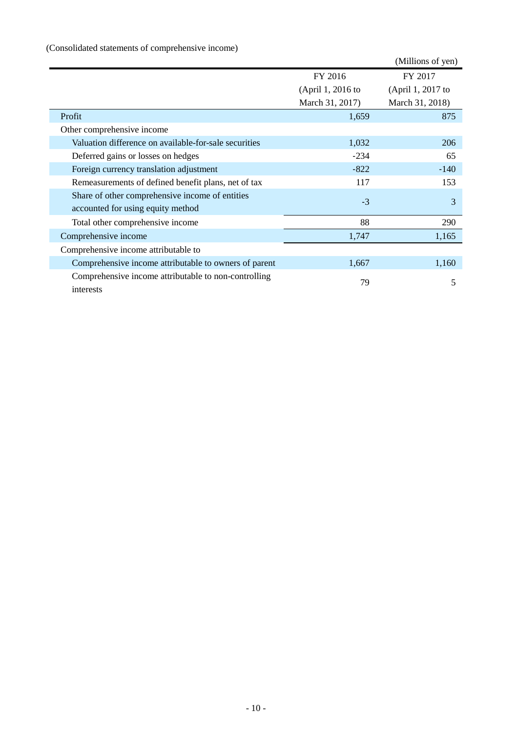(Consolidated statements of comprehensive income)

(Millions of yen)

| | FY 2016 (April 1, 2016 to March 31, 2017) | FY 2017 (April 1, 2017 to March 31, 2018) |
|---|---|---|
| Profit | 1,659 | 875 |
| Other comprehensive income | | |
| Valuation difference on available-for-sale securities | 1,032 | 206 |
| Deferred gains or losses on hedges | -234 | 65 |
| Foreign currency translation adjustment | -822 | -140 |
| Remeasurements of defined benefit plans, net of tax | 117 | 153 |
| Share of other comprehensive income of entities accounted for using equity method | -3 | 3 |
| Total other comprehensive income | 88 | 290 |
| Comprehensive income | 1,747 | 1,165 |
| Comprehensive income attributable to | | |
| Comprehensive income attributable to owners of parent | 1,667 | 1,160 |
| Comprehensive income attributable to non-controlling interests | 79 | 5 |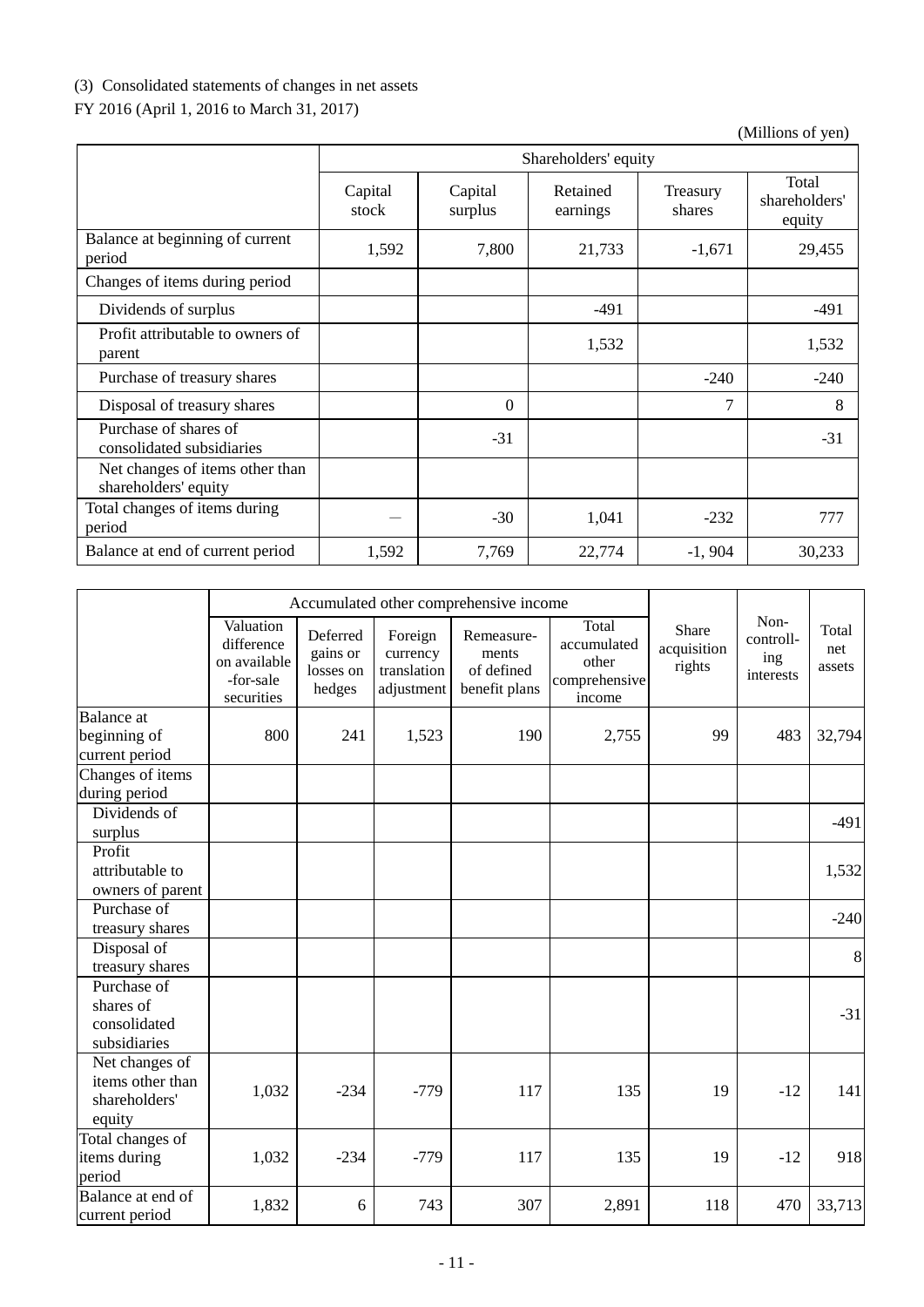(3) Consolidated statements of changes in net assets

FY 2016 (April 1, 2016 to March 31, 2017)

(Millions of yen)

| | Shareholders' equity | | | | |
|---|---|---|---|---|---|
| | Capital stock | Capital surplus | Retained earnings | Treasury shares | Total shareholders' equity |
| Balance at beginning of current period | 1,592 | 7,800 | 21,733 | -1,671 | 29,455 |
| Changes of items during period | | | | | |
| Dividends of surplus | | | -491 | | -491 |
| Profit attributable to owners of parent | | | 1,532 | | 1,532 |
| Purchase of treasury shares | | | | -240 | -240 |
| Disposal of treasury shares | | 0 | | 7 | 8 |
| Purchase of shares of consolidated subsidiaries | | -31 | | | -31 |
| Net changes of items other than shareholders' equity | | | | | |
| Total changes of items during period | — | -30 | 1,041 | -232 | 777 |
| Balance at end of current period | 1,592 | 7,769 | 22,774 | -1, 904 | 30,233 |

| | Accumulated other comprehensive income | | | | | Share acquisition rights | Non-controlling interests | Total net assets |
|---|---|---|---|---|---|---|---|---|
| | Valuation difference on available-for-sale securities | Deferred gains or losses on hedges | Foreign currency translation adjustment | Remeasurements of defined benefit plans | Total accumulated other comprehensive income | | | |
| Balance at beginning of current period | 800 | 241 | 1,523 | 190 | 2,755 | 99 | 483 | 32,794 |
| Changes of items during period | | | | | | | | |
| Dividends of surplus | | | | | | | | -491 |
| Profit attributable to owners of parent | | | | | | | | 1,532 |
| Purchase of treasury shares | | | | | | | | -240 |
| Disposal of treasury shares | | | | | | | | 8 |
| Purchase of shares of consolidated subsidiaries | | | | | | | | -31 |
| Net changes of items other than shareholders' equity | 1,032 | -234 | -779 | 117 | 135 | 19 | -12 | 141 |
| Total changes of items during period | 1,032 | -234 | -779 | 117 | 135 | 19 | -12 | 918 |
| Balance at end of current period | 1,832 | 6 | 743 | 307 | 2,891 | 118 | 470 | 33,713 |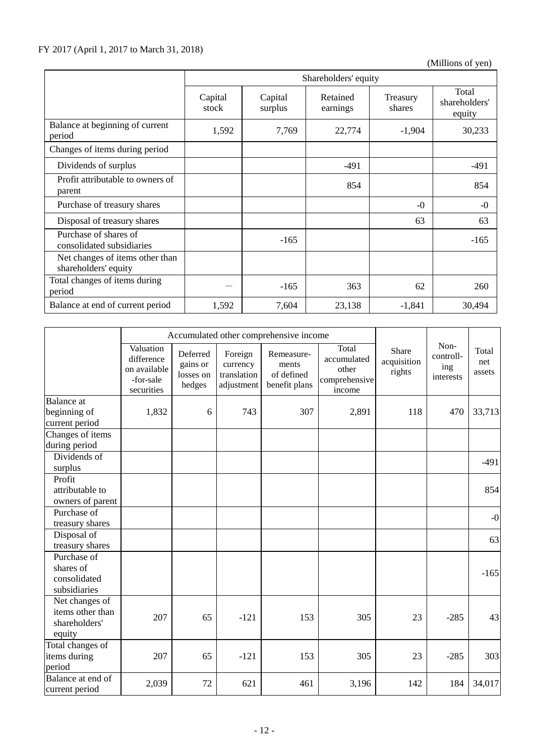FY 2017 (April 1, 2017 to March 31, 2018)

(Millions of yen)

| | Shareholders' equity | | | | |
|---|---|---|---|---|---|
| | Capital stock | Capital surplus | Retained earnings | Treasury shares | Total shareholders' equity |
| Balance at beginning of current period | 1,592 | 7,769 | 22,774 | -1,904 | 30,233 |
| Changes of items during period | | | | | |
| Dividends of surplus | | | -491 | | -491 |
| Profit attributable to owners of parent | | | 854 | | 854 |
| Purchase of treasury shares | | | | -0 | -0 |
| Disposal of treasury shares | | | | 63 | 63 |
| Purchase of shares of consolidated subsidiaries | | -165 | | | -165 |
| Net changes of items other than shareholders' equity | | | | | |
| Total changes of items during period | — | -165 | 363 | 62 | 260 |
| Balance at end of current period | 1,592 | 7,604 | 23,138 | -1,841 | 30,494 |

| | Accumulated other comprehensive income | | | | | Share acquisition rights | Non-controlling interests | Total net assets |
|---|---|---|---|---|---|---|---|---|
| | Valuation difference on available-for-sale securities | Deferred gains or losses on hedges | Foreign currency translation adjustment | Remeasurements of defined benefit plans | Total accumulated other comprehensive income | | | |
| Balance at beginning of current period | 1,832 | 6 | 743 | 307 | 2,891 | 118 | 470 | 33,713 |
| Changes of items during period | | | | | | | | |
| Dividends of surplus | | | | | | | | -491 |
| Profit attributable to owners of parent | | | | | | | | 854 |
| Purchase of treasury shares | | | | | | | | -0 |
| Disposal of treasury shares | | | | | | | | 63 |
| Purchase of shares of consolidated subsidiaries | | | | | | | | -165 |
| Net changes of items other than shareholders' equity | 207 | 65 | -121 | 153 | 305 | 23 | -285 | 43 |
| Total changes of items during period | 207 | 65 | -121 | 153 | 305 | 23 | -285 | 303 |
| Balance at end of current period | 2,039 | 72 | 621 | 461 | 3,196 | 142 | 184 | 34,017 |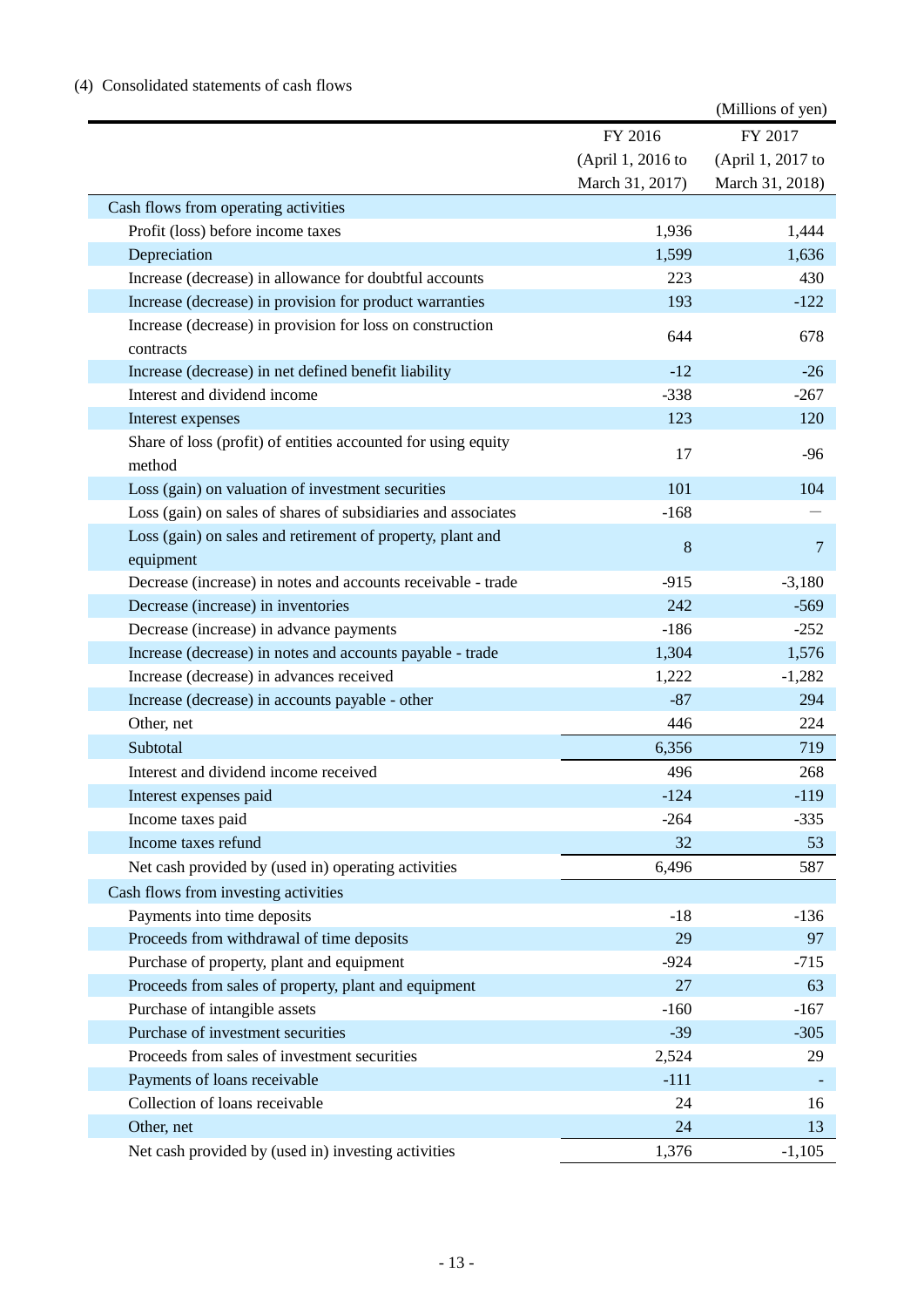(4) Consolidated statements of cash flows

(Millions of yen)

| | FY 2016 (April 1, 2016 to March 31, 2017) | FY 2017 (April 1, 2017 to March 31, 2018) |
|---|---|---|
| Cash flows from operating activities | | |
| Profit (loss) before income taxes | 1,936 | 1,444 |
| Depreciation | 1,599 | 1,636 |
| Increase (decrease) in allowance for doubtful accounts | 223 | 430 |
| Increase (decrease) in provision for product warranties | 193 | -122 |
| Increase (decrease) in provision for loss on construction contracts | 644 | 678 |
| Increase (decrease) in net defined benefit liability | -12 | -26 |
| Interest and dividend income | -338 | -267 |
| Interest expenses | 123 | 120 |
| Share of loss (profit) of entities accounted for using equity method | 17 | -96 |
| Loss (gain) on valuation of investment securities | 101 | 104 |
| Loss (gain) on sales of shares of subsidiaries and associates | -168 | — |
| Loss (gain) on sales and retirement of property, plant and equipment | 8 | 7 |
| Decrease (increase) in notes and accounts receivable - trade | -915 | -3,180 |
| Decrease (increase) in inventories | 242 | -569 |
| Decrease (increase) in advance payments | -186 | -252 |
| Increase (decrease) in notes and accounts payable - trade | 1,304 | 1,576 |
| Increase (decrease) in advances received | 1,222 | -1,282 |
| Increase (decrease) in accounts payable - other | -87 | 294 |
| Other, net | 446 | 224 |
| Subtotal | 6,356 | 719 |
| Interest and dividend income received | 496 | 268 |
| Interest expenses paid | -124 | -119 |
| Income taxes paid | -264 | -335 |
| Income taxes refund | 32 | 53 |
| Net cash provided by (used in) operating activities | 6,496 | 587 |
| Cash flows from investing activities | | |
| Payments into time deposits | -18 | -136 |
| Proceeds from withdrawal of time deposits | 29 | 97 |
| Purchase of property, plant and equipment | -924 | -715 |
| Proceeds from sales of property, plant and equipment | 27 | 63 |
| Purchase of intangible assets | -160 | -167 |
| Purchase of investment securities | -39 | -305 |
| Proceeds from sales of investment securities | 2,524 | 29 |
| Payments of loans receivable | -111 | - |
| Collection of loans receivable | 24 | 16 |
| Other, net | 24 | 13 |
| Net cash provided by (used in) investing activities | 1,376 | -1,105 |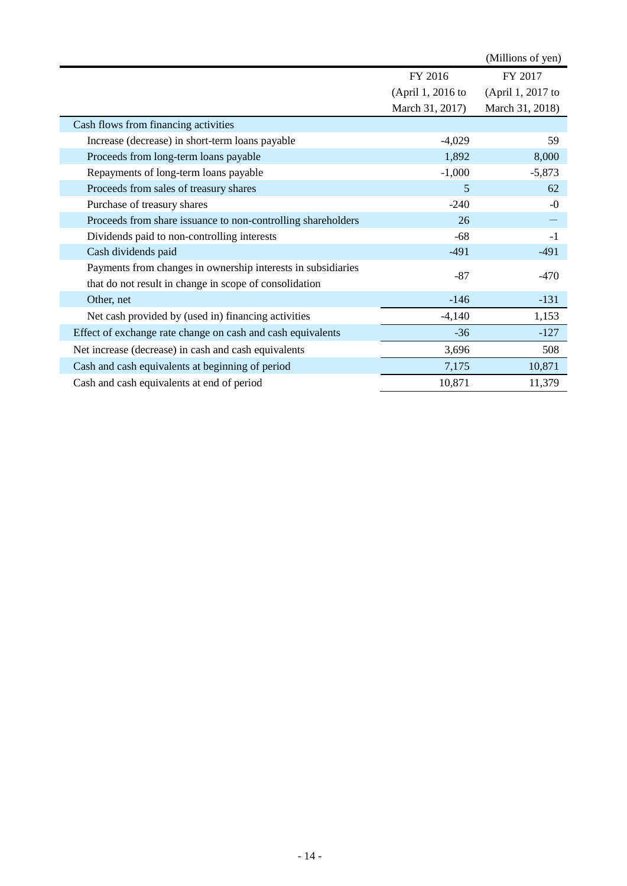(Millions of yen)

| | FY 2016 (April 1, 2016 to March 31, 2017) | FY 2017 (April 1, 2017 to March 31, 2018) |
|---|---|---|
| Cash flows from financing activities | | |
| Increase (decrease) in short-term loans payable | -4,029 | 59 |
| Proceeds from long-term loans payable | 1,892 | 8,000 |
| Repayments of long-term loans payable | -1,000 | -5,873 |
| Proceeds from sales of treasury shares | 5 | 62 |
| Purchase of treasury shares | -240 | -0 |
| Proceeds from share issuance to non-controlling shareholders | 26 | — |
| Dividends paid to non-controlling interests | -68 | -1 |
| Cash dividends paid | -491 | -491 |
| Payments from changes in ownership interests in subsidiaries that do not result in change in scope of consolidation | -87 | -470 |
| Other, net | -146 | -131 |
| Net cash provided by (used in) financing activities | -4,140 | 1,153 |
| Effect of exchange rate change on cash and cash equivalents | -36 | -127 |
| Net increase (decrease) in cash and cash equivalents | 3,696 | 508 |
| Cash and cash equivalents at beginning of period | 7,175 | 10,871 |
| Cash and cash equivalents at end of period | 10,871 | 11,379 |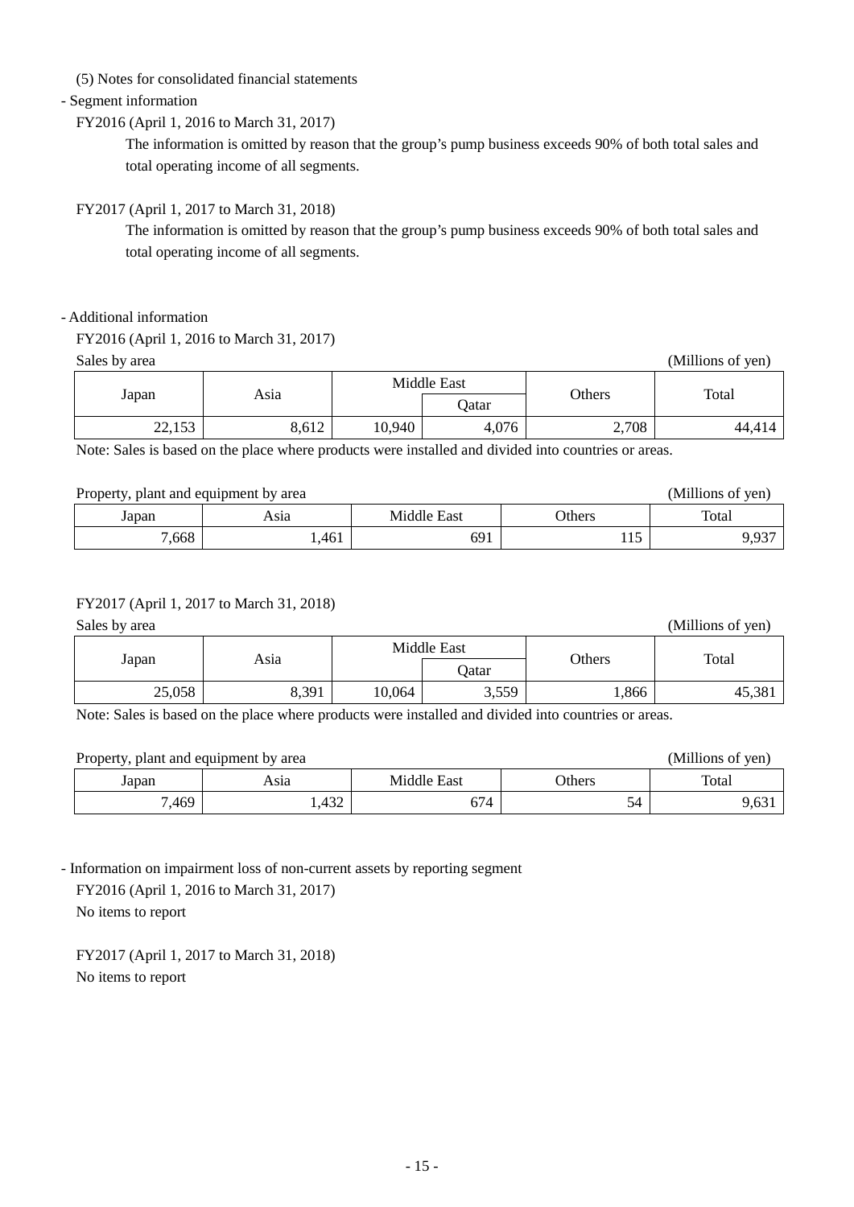(5) Notes for consolidated financial statements

- Segment information

FY2016 (April 1, 2016 to March 31, 2017)

The information is omitted by reason that the group's pump business exceeds 90% of both total sales and total operating income of all segments.

FY2017 (April 1, 2017 to March 31, 2018)

The information is omitted by reason that the group's pump business exceeds 90% of both total sales and total operating income of all segments.

- Additional information

FY2016 (April 1, 2016 to March 31, 2017)

Sales by area (Millions of yen)

| Japan | Asia | Middle East | | Others | Total |
|---|---|---|---|---|---|
| | | | Qatar | | |
| 22,153 | 8,612 | 10,940 | 4,076 | 2,708 | 44,414 |

Note: Sales is based on the place where products were installed and divided into countries or areas.

Property, plant and equipment by area (Millions of yen)

| Japan | Asia | Middle East | Others | Total |
|---|---|---|---|---|
| 7,668 | 1,461 | 691 | 115 | 9,937 |

FY2017 (April 1, 2017 to March 31, 2018)

Sales by area (Millions of yen)

| Japan | Asia | Middle East | | Others | Total |
|---|---|---|---|---|---|
| | | | Qatar | | |
| 25,058 | 8,391 | 10,064 | 3,559 | 1,866 | 45,381 |

Note: Sales is based on the place where products were installed and divided into countries or areas.

Property, plant and equipment by area (Millions of yen)

| Japan | Asia | Middle East | Others | Total |
|---|---|---|---|---|
| 7,469 | 1,432 | 674 | 54 | 9,631 |

- Information on impairment loss of non-current assets by reporting segment

FY2016 (April 1, 2016 to March 31, 2017)

No items to report

FY2017 (April 1, 2017 to March 31, 2018)

No items to report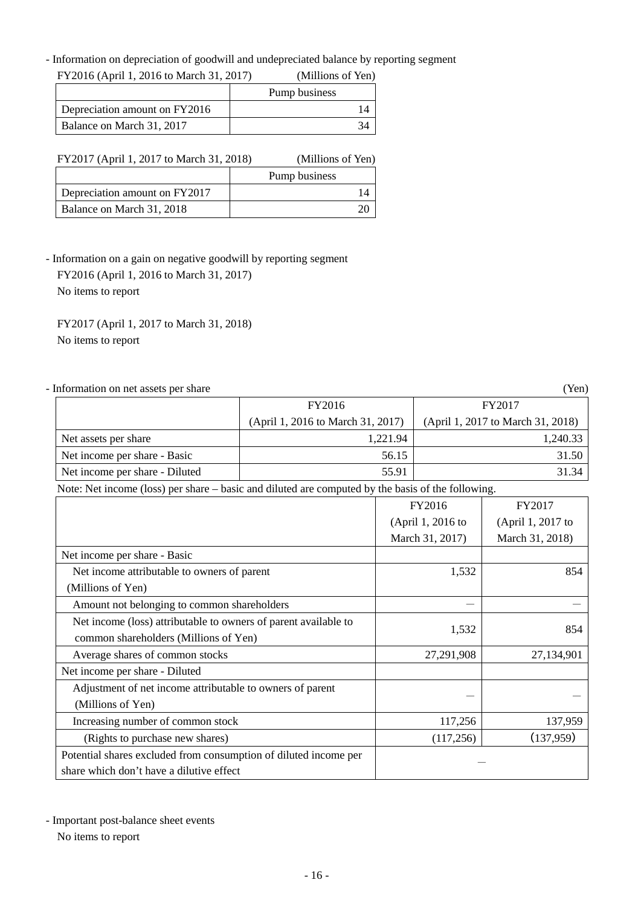- Information on depreciation of goodwill and undepreciated balance by reporting segment

FY2016 (April 1, 2016 to March 31, 2017) (Millions of Yen)

| | Pump business |
|---|---|
| Depreciation amount on FY2016 | 14 |
| Balance on March 31, 2017 | 34 |

FY2017 (April 1, 2017 to March 31, 2018) (Millions of Yen)

| | Pump business |
|---|---|
| Depreciation amount on FY2017 | 14 |
| Balance on March 31, 2018 | 20 |

- Information on a gain on negative goodwill by reporting segment

FY2016 (April 1, 2016 to March 31, 2017)

No items to report

FY2017 (April 1, 2017 to March 31, 2018)

No items to report

- Information on net assets per share (Yen)

| | FY2016 (April 1, 2016 to March 31, 2017) | FY2017 (April 1, 2017 to March 31, 2018) |
|---|---|---|
| Net assets per share | 1,221.94 | 1,240.33 |
| Net income per share - Basic | 56.15 | 31.50 |
| Net income per share - Diluted | 55.91 | 31.34 |

Note: Net income (loss) per share – basic and diluted are computed by the basis of the following.

| | FY2016 (April 1, 2016 to March 31, 2017) | FY2017 (April 1, 2017 to March 31, 2018) |
|---|---|---|
| Net income per share - Basic | | |
| Net income attributable to owners of parent (Millions of Yen) | 1,532 | 854 |
| Amount not belonging to common shareholders | — | — |
| Net income (loss) attributable to owners of parent available to common shareholders (Millions of Yen) | 1,532 | 854 |
| Average shares of common stocks | 27,291,908 | 27,134,901 |
| Net income per share - Diluted | | |
| Adjustment of net income attributable to owners of parent (Millions of Yen) | — | — |
| Increasing number of common stock | 117,256 | 137,959 |
| (Rights to purchase new shares) | (117,256) | (137,959) |
| Potential shares excluded from consumption of diluted income per share which don't have a dilutive effect | — | |

- Important post-balance sheet events

No items to report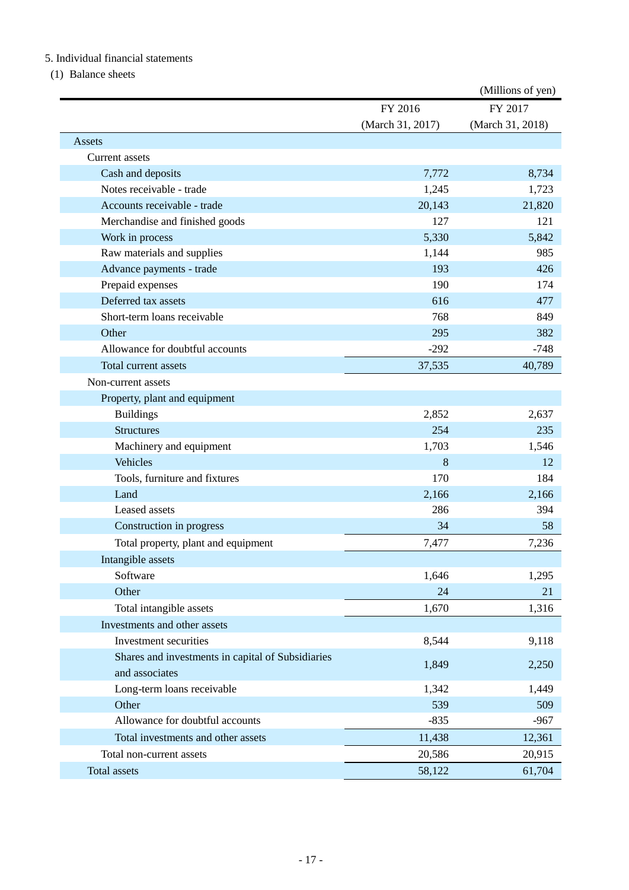5. Individual financial statements

(1) Balance sheets

(Millions of yen)

| | FY 2016 (March 31, 2017) | FY 2017 (March 31, 2018) |
|---|---|---|
| Assets | | |
| Current assets | | |
| Cash and deposits | 7,772 | 8,734 |
| Notes receivable - trade | 1,245 | 1,723 |
| Accounts receivable - trade | 20,143 | 21,820 |
| Merchandise and finished goods | 127 | 121 |
| Work in process | 5,330 | 5,842 |
| Raw materials and supplies | 1,144 | 985 |
| Advance payments - trade | 193 | 426 |
| Prepaid expenses | 190 | 174 |
| Deferred tax assets | 616 | 477 |
| Short-term loans receivable | 768 | 849 |
| Other | 295 | 382 |
| Allowance for doubtful accounts | -292 | -748 |
| Total current assets | 37,535 | 40,789 |
| Non-current assets | | |
| Property, plant and equipment | | |
| Buildings | 2,852 | 2,637 |
| Structures | 254 | 235 |
| Machinery and equipment | 1,703 | 1,546 |
| Vehicles | 8 | 12 |
| Tools, furniture and fixtures | 170 | 184 |
| Land | 2,166 | 2,166 |
| Leased assets | 286 | 394 |
| Construction in progress | 34 | 58 |
| Total property, plant and equipment | 7,477 | 7,236 |
| Intangible assets | | |
| Software | 1,646 | 1,295 |
| Other | 24 | 21 |
| Total intangible assets | 1,670 | 1,316 |
| Investments and other assets | | |
| Investment securities | 8,544 | 9,118 |
| Shares and investments in capital of Subsidiaries and associates | 1,849 | 2,250 |
| Long-term loans receivable | 1,342 | 1,449 |
| Other | 539 | 509 |
| Allowance for doubtful accounts | -835 | -967 |
| Total investments and other assets | 11,438 | 12,361 |
| Total non-current assets | 20,586 | 20,915 |
| Total assets | 58,122 | 61,704 |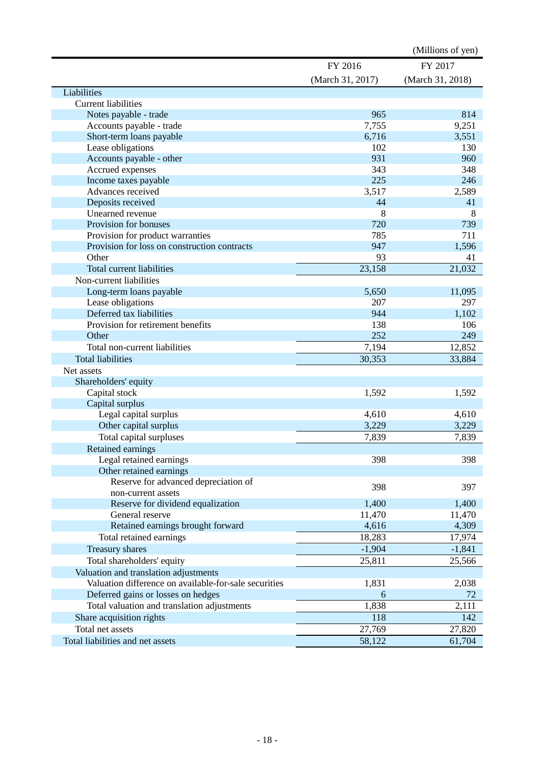(Millions of yen)

| | FY 2016 (March 31, 2017) | FY 2017 (March 31, 2018) |
|---|---|---|
| Liabilities | | |
| Current liabilities | | |
| Notes payable - trade | 965 | 814 |
| Accounts payable - trade | 7,755 | 9,251 |
| Short-term loans payable | 6,716 | 3,551 |
| Lease obligations | 102 | 130 |
| Accounts payable - other | 931 | 960 |
| Accrued expenses | 343 | 348 |
| Income taxes payable | 225 | 246 |
| Advances received | 3,517 | 2,589 |
| Deposits received | 44 | 41 |
| Unearned revenue | 8 | 8 |
| Provision for bonuses | 720 | 739 |
| Provision for product warranties | 785 | 711 |
| Provision for loss on construction contracts | 947 | 1,596 |
| Other | 93 | 41 |
| Total current liabilities | 23,158 | 21,032 |
| Non-current liabilities | | |
| Long-term loans payable | 5,650 | 11,095 |
| Lease obligations | 207 | 297 |
| Deferred tax liabilities | 944 | 1,102 |
| Provision for retirement benefits | 138 | 106 |
| Other | 252 | 249 |
| Total non-current liabilities | 7,194 | 12,852 |
| Total liabilities | 30,353 | 33,884 |
| Net assets | | |
| Shareholders' equity | | |
| Capital stock | 1,592 | 1,592 |
| Capital surplus | | |
| Legal capital surplus | 4,610 | 4,610 |
| Other capital surplus | 3,229 | 3,229 |
| Total capital surpluses | 7,839 | 7,839 |
| Retained earnings | | |
| Legal retained earnings | 398 | 398 |
| Other retained earnings | | |
| Reserve for advanced depreciation of non-current assets | 398 | 397 |
| Reserve for dividend equalization | 1,400 | 1,400 |
| General reserve | 11,470 | 11,470 |
| Retained earnings brought forward | 4,616 | 4,309 |
| Total retained earnings | 18,283 | 17,974 |
| Treasury shares | -1,904 | -1,841 |
| Total shareholders' equity | 25,811 | 25,566 |
| Valuation and translation adjustments | | |
| Valuation difference on available-for-sale securities | 1,831 | 2,038 |
| Deferred gains or losses on hedges | 6 | 72 |
| Total valuation and translation adjustments | 1,838 | 2,111 |
| Share acquisition rights | 118 | 142 |
| Total net assets | 27,769 | 27,820 |
| Total liabilities and net assets | 58,122 | 61,704 |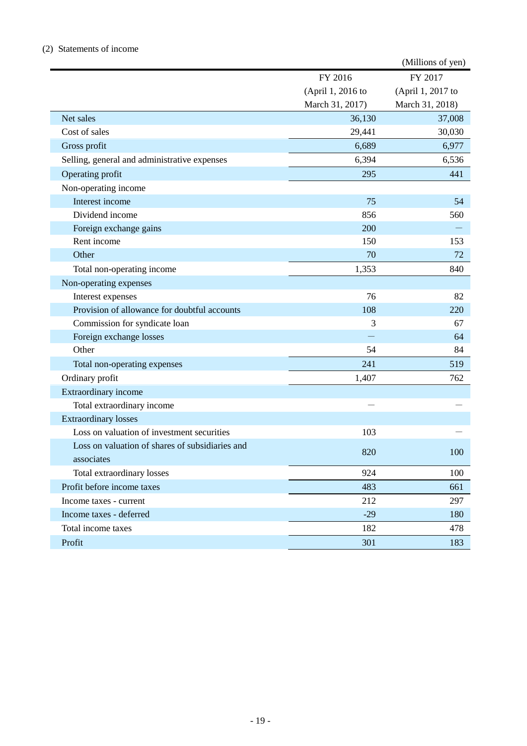(2) Statements of income

(Millions of yen)

| | FY 2016 (April 1, 2016 to March 31, 2017) | FY 2017 (April 1, 2017 to March 31, 2018) |
|---|---|---|
| Net sales | 36,130 | 37,008 |
| Cost of sales | 29,441 | 30,030 |
| Gross profit | 6,689 | 6,977 |
| Selling, general and administrative expenses | 6,394 | 6,536 |
| Operating profit | 295 | 441 |
| Non-operating income | | |
| Interest income | 75 | 54 |
| Dividend income | 856 | 560 |
| Foreign exchange gains | 200 | — |
| Rent income | 150 | 153 |
| Other | 70 | 72 |
| Total non-operating income | 1,353 | 840 |
| Non-operating expenses | | |
| Interest expenses | 76 | 82 |
| Provision of allowance for doubtful accounts | 108 | 220 |
| Commission for syndicate loan | 3 | 67 |
| Foreign exchange losses | — | 64 |
| Other | 54 | 84 |
| Total non-operating expenses | 241 | 519 |
| Ordinary profit | 1,407 | 762 |
| Extraordinary income | | |
| Total extraordinary income | — | — |
| Extraordinary losses | | |
| Loss on valuation of investment securities | 103 | — |
| Loss on valuation of shares of subsidiaries and associates | 820 | 100 |
| Total extraordinary losses | 924 | 100 |
| Profit before income taxes | 483 | 661 |
| Income taxes - current | 212 | 297 |
| Income taxes - deferred | -29 | 180 |
| Total income taxes | 182 | 478 |
| Profit | 301 | 183 |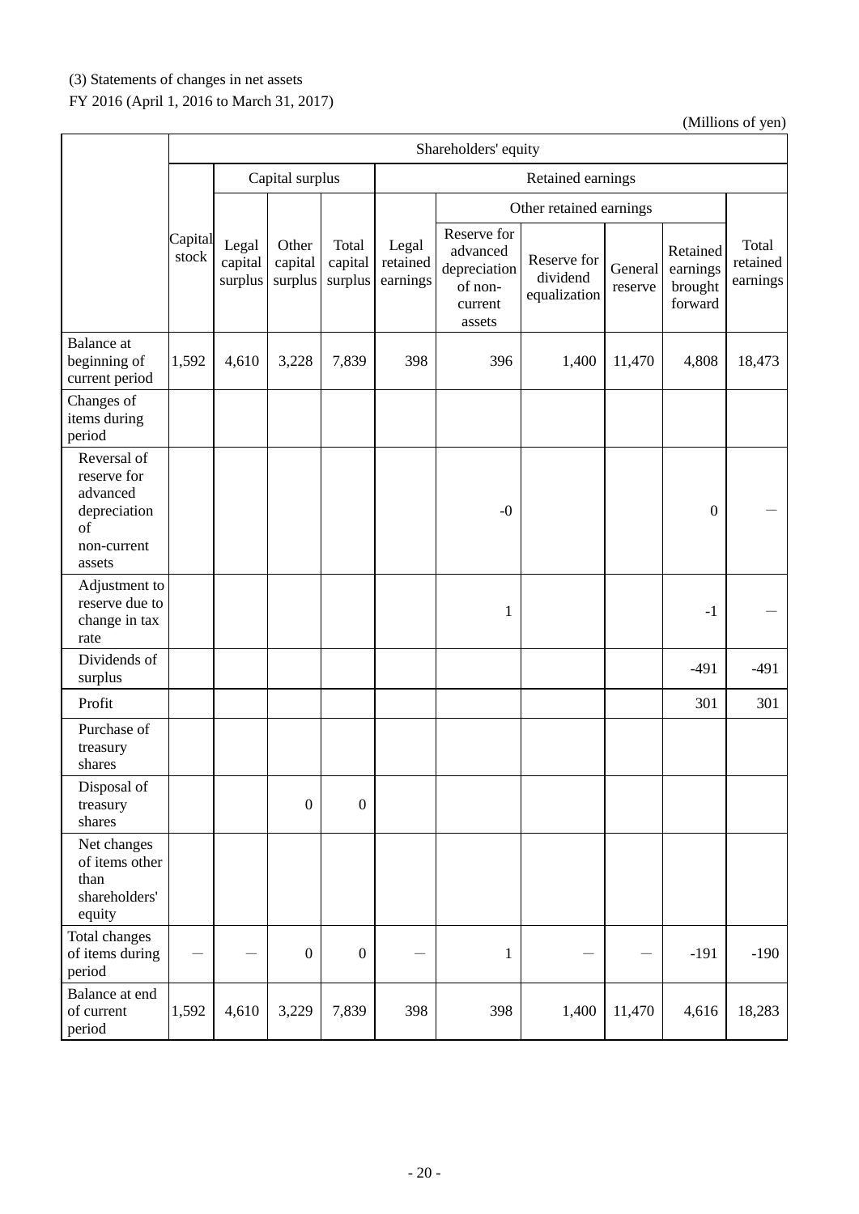(3) Statements of changes in net assets

FY 2016 (April 1, 2016 to March 31, 2017)

(Millions of yen)

| | Shareholders' equity | | | | | | | | | |
|---|---|---|---|---|---|---|---|---|---|---|
| | | Capital surplus | | | Retained earnings | | | | | |
| | | | | | | Other retained earnings | | | | |
| | Capital stock | Legal capital surplus | Other capital surplus | Total capital surplus | Legal retained earnings | Reserve for advanced depreciation of non-current assets | Reserve for dividend equalization | General reserve | Retained earnings brought forward | Total retained earnings |
| Balance at beginning of current period | 1,592 | 4,610 | 3,228 | 7,839 | 398 | 396 | 1,400 | 11,470 | 4,808 | 18,473 |
| Changes of items during period | | | | | | | | | | |
| Reversal of reserve for advanced depreciation of non-current assets | | | | | | -0 | | | 0 | — |
| Adjustment to reserve due to change in tax rate | | | | | | 1 | | | -1 | — |
| Dividends of surplus | | | | | | | | | -491 | -491 |
| Profit | | | | | | | | | 301 | 301 |
| Purchase of treasury shares | | | | | | | | | | |
| Disposal of treasury shares | | | 0 | 0 | | | | | | |
| Net changes of items other than shareholders' equity | | | | | | | | | | |
| Total changes of items during period | — | — | 0 | 0 | — | 1 | — | — | -191 | -190 |
| Balance at end of current period | 1,592 | 4,610 | 3,229 | 7,839 | 398 | 398 | 1,400 | 11,470 | 4,616 | 18,283 |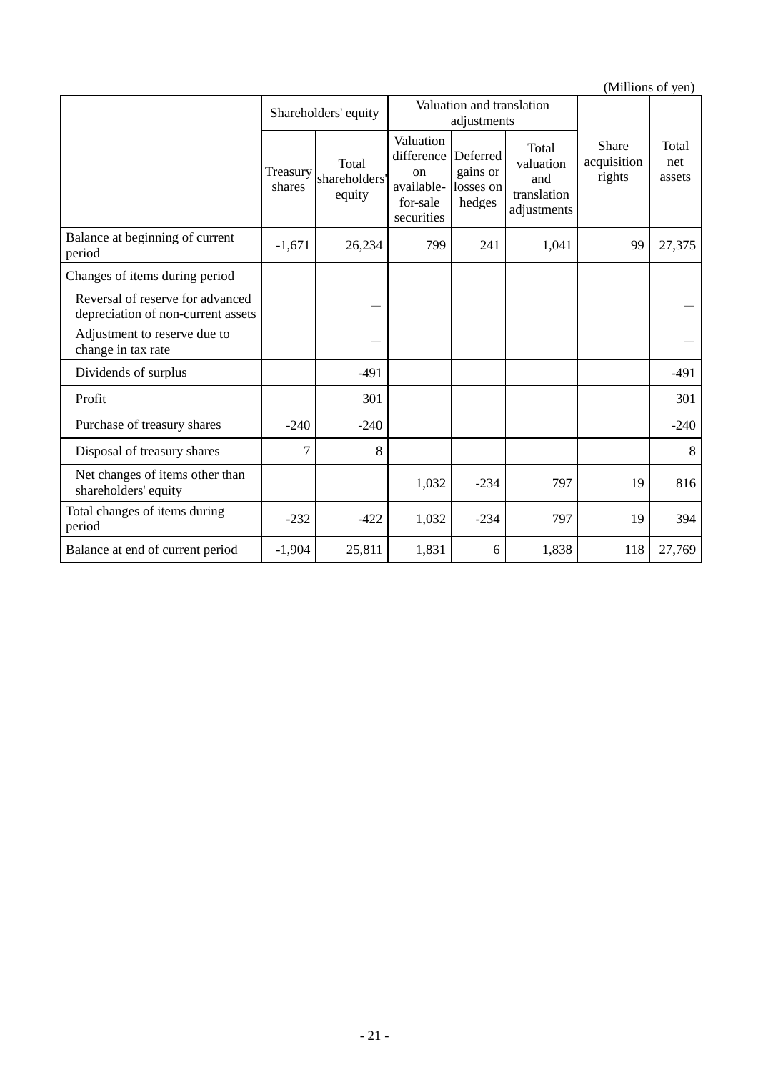(Millions of yen)

| | Shareholders' equity | | Valuation and translation adjustments | | | Share acquisition rights | Total net assets |
|---|---|---|---|---|---|---|---|
| | Treasury shares | Total shareholders' equity | Valuation difference on available-for-sale securities | Deferred gains or losses on hedges | Total valuation and translation adjustments | | |
| Balance at beginning of current period | -1,671 | 26,234 | 799 | 241 | 1,041 | 99 | 27,375 |
| Changes of items during period | | | | | | | |
| Reversal of reserve for advanced depreciation of non-current assets | | — | | | | | — |
| Adjustment to reserve due to change in tax rate | | — | | | | | — |
| Dividends of surplus | | -491 | | | | | -491 |
| Profit | | 301 | | | | | 301 |
| Purchase of treasury shares | -240 | -240 | | | | | -240 |
| Disposal of treasury shares | 7 | 8 | | | | | 8 |
| Net changes of items other than shareholders' equity | | | 1,032 | -234 | 797 | 19 | 816 |
| Total changes of items during period | -232 | -422 | 1,032 | -234 | 797 | 19 | 394 |
| Balance at end of current period | -1,904 | 25,811 | 1,831 | 6 | 1,838 | 118 | 27,769 |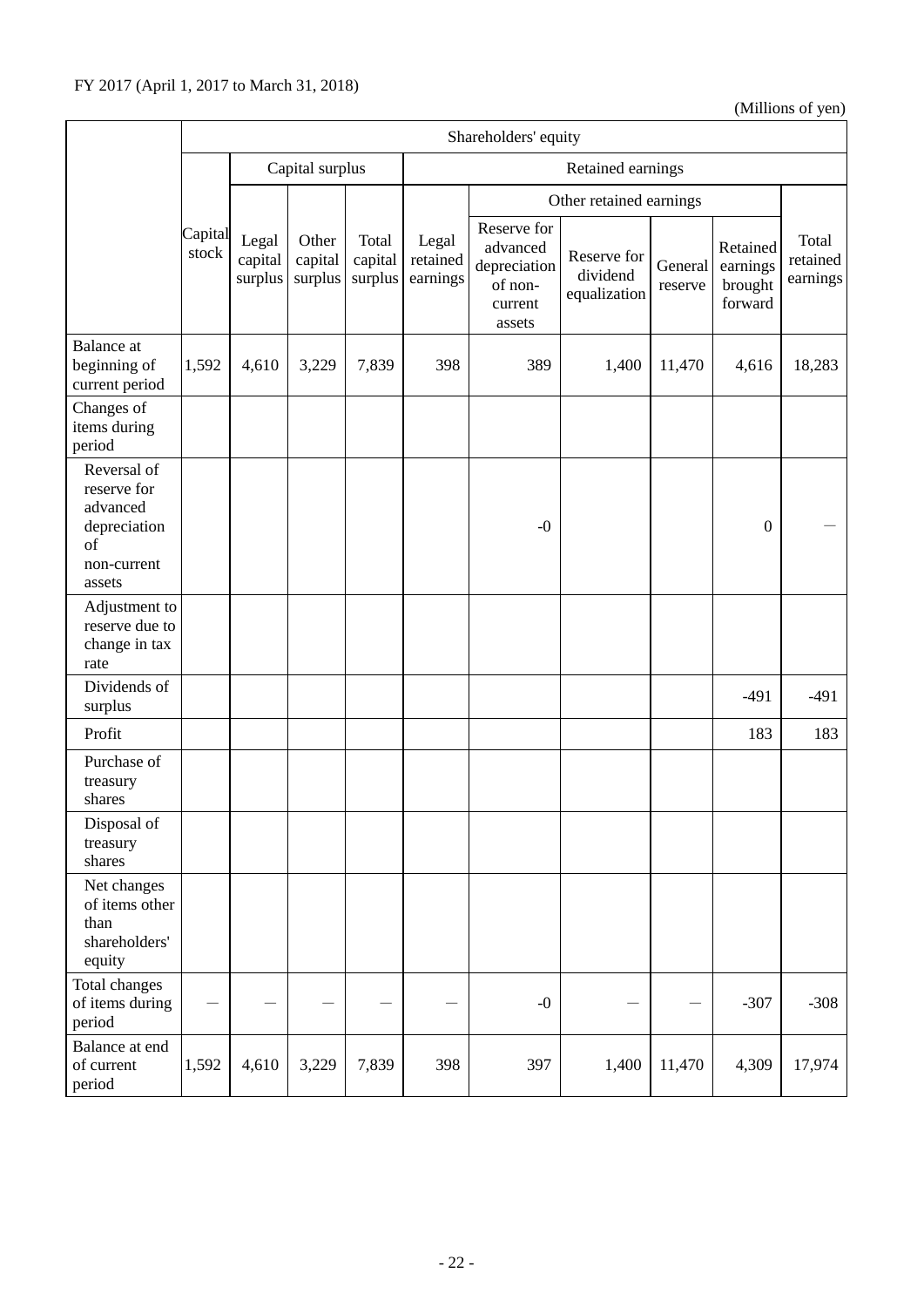FY 2017 (April 1, 2017 to March 31, 2018)

(Millions of yen)

| | Shareholders' equity | | | | | | | | | |
|---|---|---|---|---|---|---|---|---|---|---|
| | Capital stock | Capital surplus | | | Retained earnings | | | | | |
| | | | | | | Other retained earnings | | | | |
| | | Legal capital surplus | Other capital surplus | Total capital surplus | Legal retained earnings | Reserve for advanced depreciation of non-current assets | Reserve for dividend equalization | General reserve | Retained earnings brought forward | Total retained earnings |
| Balance at beginning of current period | 1,592 | 4,610 | 3,229 | 7,839 | 398 | 389 | 1,400 | 11,470 | 4,616 | 18,283 |
| Changes of items during period | | | | | | | | | | |
| Reversal of reserve for advanced depreciation of non-current assets | | | | | | -0 | | | 0 | — |
| Adjustment to reserve due to change in tax rate | | | | | | | | | | |
| Dividends of surplus | | | | | | | | | -491 | -491 |
| Profit | | | | | | | | | 183 | 183 |
| Purchase of treasury shares | | | | | | | | | | |
| Disposal of treasury shares | | | | | | | | | | |
| Net changes of items other than shareholders' equity | | | | | | | | | | |
| Total changes of items during period | — | — | — | — | — | -0 | — | — | -307 | -308 |
| Balance at end of current period | 1,592 | 4,610 | 3,229 | 7,839 | 398 | 397 | 1,400 | 11,470 | 4,309 | 17,974 |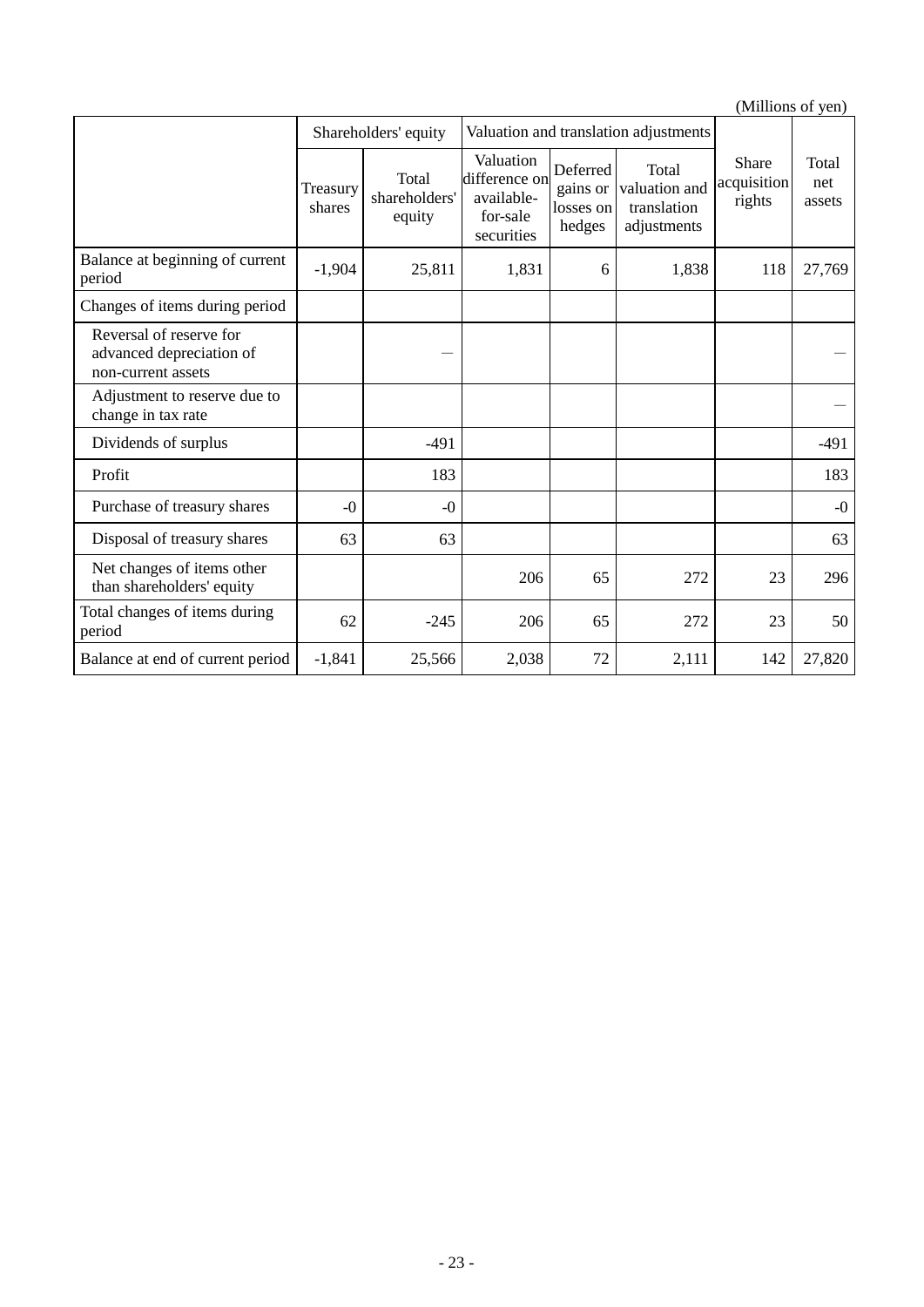(Millions of yen)

| | Shareholders' equity | | Valuation and translation adjustments | | | | |
|---|---|---|---|---|---|---|---|
| | Treasury shares | Total shareholders' equity | Valuation difference on available-for-sale securities | Deferred gains or losses on hedges | Total valuation and translation adjustments | Share acquisition rights | Total net assets |
| Balance at beginning of current period | -1,904 | 25,811 | 1,831 | 6 | 1,838 | 118 | 27,769 |
| Changes of items during period | | | | | | | |
| Reversal of reserve for advanced depreciation of non-current assets | | — | | | | | — |
| Adjustment to reserve due to change in tax rate | | | | | | | — |
| Dividends of surplus | | -491 | | | | | -491 |
| Profit | | 183 | | | | | 183 |
| Purchase of treasury shares | -0 | -0 | | | | | -0 |
| Disposal of treasury shares | 63 | 63 | | | | | 63 |
| Net changes of items other than shareholders' equity | | | 206 | 65 | 272 | 23 | 296 |
| Total changes of items during period | 62 | -245 | 206 | 65 | 272 | 23 | 50 |
| Balance at end of current period | -1,841 | 25,566 | 2,038 | 72 | 2,111 | 142 | 27,820 |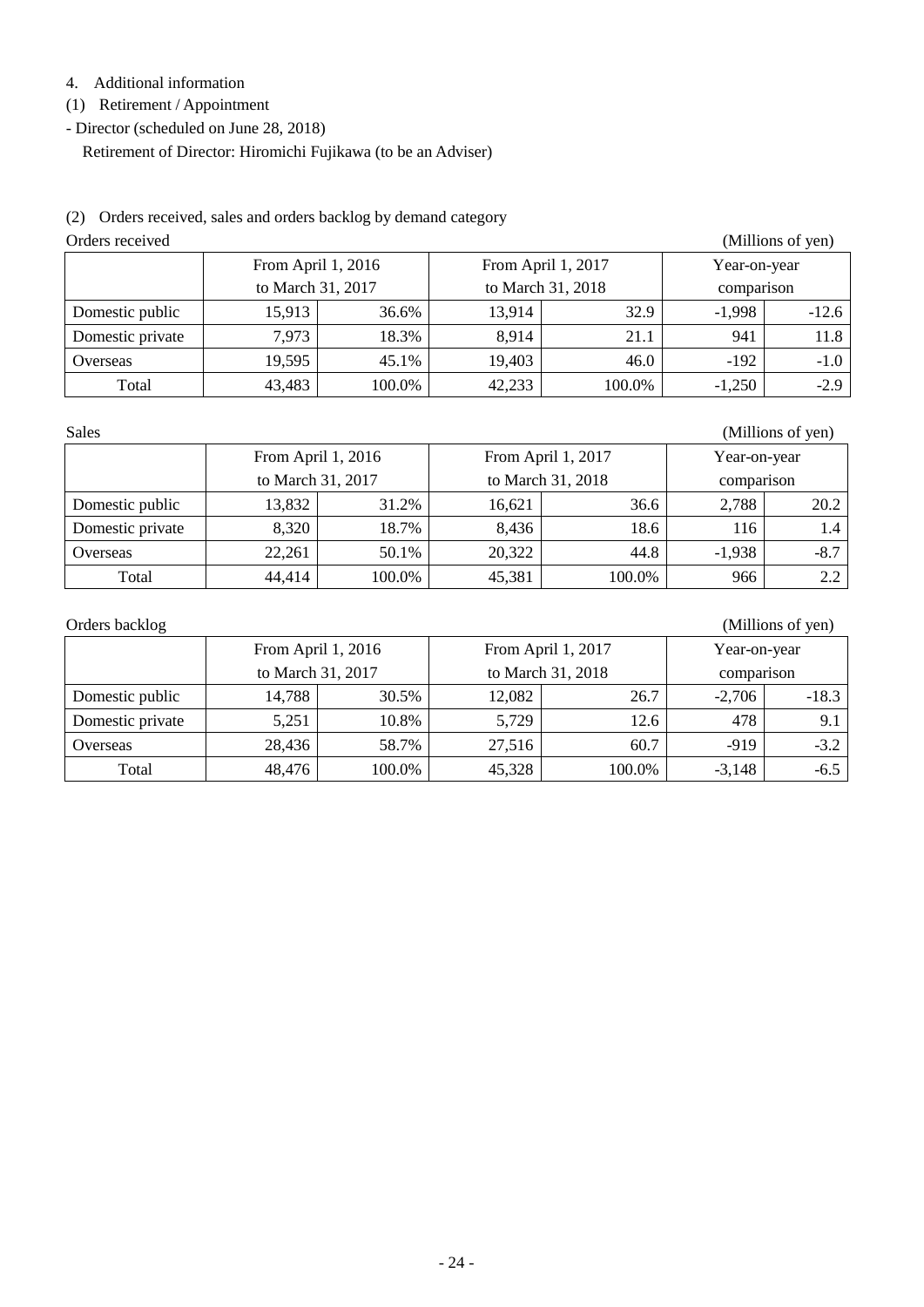4. Additional information

(1) Retirement / Appointment

- Director (scheduled on June 28, 2018)

  Retirement of Director: Hiromichi Fujikawa (to be an Adviser)

(2) Orders received, sales and orders backlog by demand category

Orders received (Millions of yen)

| | From April 1, 2016 to March 31, 2017 | | From April 1, 2017 to March 31, 2018 | | Year-on-year comparison | |
|---|---|---|---|---|---|---|
| Domestic public | 15,913 | 36.6% | 13,914 | 32.9 | -1,998 | -12.6 |
| Domestic private | 7,973 | 18.3% | 8,914 | 21.1 | 941 | 11.8 |
| Overseas | 19,595 | 45.1% | 19,403 | 46.0 | -192 | -1.0 |
| Total | 43,483 | 100.0% | 42,233 | 100.0% | -1,250 | -2.9 |

Sales (Millions of yen)

| | From April 1, 2016 to March 31, 2017 | | From April 1, 2017 to March 31, 2018 | | Year-on-year comparison | |
|---|---|---|---|---|---|---|
| Domestic public | 13,832 | 31.2% | 16,621 | 36.6 | 2,788 | 20.2 |
| Domestic private | 8,320 | 18.7% | 8,436 | 18.6 | 116 | 1.4 |
| Overseas | 22,261 | 50.1% | 20,322 | 44.8 | -1,938 | -8.7 |
| Total | 44,414 | 100.0% | 45,381 | 100.0% | 966 | 2.2 |

Orders backlog (Millions of yen)

| | From April 1, 2016 to March 31, 2017 | | From April 1, 2017 to March 31, 2018 | | Year-on-year comparison | |
|---|---|---|---|---|---|---|
| Domestic public | 14,788 | 30.5% | 12,082 | 26.7 | -2,706 | -18.3 |
| Domestic private | 5,251 | 10.8% | 5,729 | 12.6 | 478 | 9.1 |
| Overseas | 28,436 | 58.7% | 27,516 | 60.7 | -919 | -3.2 |
| Total | 48,476 | 100.0% | 45,328 | 100.0% | -3,148 | -6.5 |